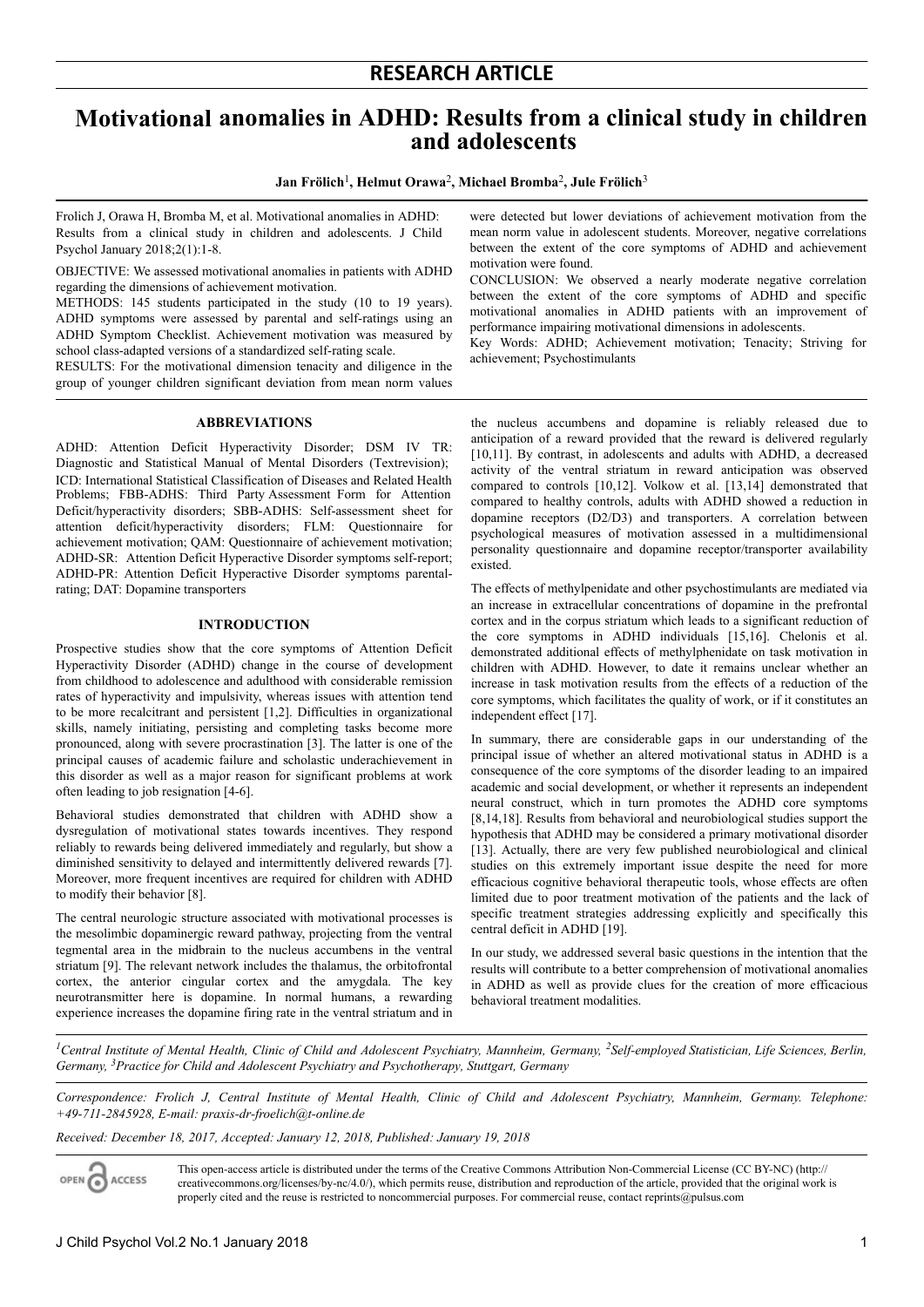**RESEARCH ARTICLE**

# Motivational anomalies in ADHD: Results from a clinical study in children and adolescents

**Jan Frölich[1], Helmut Orawa[2], Michael Bromba[2], Jule Frölich[3]**

Frolich J, Orawa H, Bromba M, et al. Motivational anomalies in ADHD: Results from a clinical study in children and adolescents. J Child Psychol January 2018;2(1):1-8.

OBJECTIVE: We assessed motivational anomalies in patients with ADHD regarding the dimensions of achievement motivation.

METHODS: 145 students participated in the study (10 to 19 years). ADHD symptoms were assessed by parental and self-ratings using an ADHD Symptom Checklist. Achievement motivation was measured by school class-adapted versions of a standardized self-rating scale.

RESULTS: For the motivational dimension tenacity and diligence in the group of younger children significant deviation from mean norm values were detected but lower deviations of achievement motivation from the mean norm value in adolescent students. Moreover, negative correlations between the extent of the core symptoms of ADHD and achievement motivation were found.

CONCLUSION: We observed a nearly moderate negative correlation between the extent of the core symptoms of ADHD and specific motivational anomalies in ADHD patients with an improvement of performance impairing motivational dimensions in adolescents.

Key Words: ADHD; Achievement motivation; Tenacity; Striving for achievement; Psychostimulants

## ABBREVIATIONS

ADHD: Attention Deficit Hyperactivity Disorder; DSM IV TR: Diagnostic and Statistical Manual of Mental Disorders (Textrevision); ICD: International Statistical Classification of Diseases and Related Health Problems; FBB-ADHS: Third Party Assessment Form for Attention Deficit/hyperactivity disorders; SBB-ADHS: Self-assessment sheet for attention deficit/hyperactivity disorders; FLM: Questionnaire for achievement motivation; QAM: Questionnaire of achievement motivation; ADHD-SR: Attention Deficit Hyperactive Disorder symptoms self-report; ADHD-PR: Attention Deficit Hyperactive Disorder symptoms parental-rating; DAT: Dopamine transporters

## INTRODUCTION

Prospective studies show that the core symptoms of Attention Deficit Hyperactivity Disorder (ADHD) change in the course of development from childhood to adolescence and adulthood with considerable remission rates of hyperactivity and impulsivity, whereas issues with attention tend to be more recalcitrant and persistent [1,2]. Difficulties in organizational skills, namely initiating, persisting and completing tasks become more pronounced, along with severe procrastination [3]. The latter is one of the principal causes of academic failure and scholastic underachievement in this disorder as well as a major reason for significant problems at work often leading to job resignation [4-6].

Behavioral studies demonstrated that children with ADHD show a dysregulation of motivational states towards incentives. They respond reliably to rewards being delivered immediately and regularly, but show a diminished sensitivity to delayed and intermittently delivered rewards [7]. Moreover, more frequent incentives are required for children with ADHD to modify their behavior [8].

The central neurologic structure associated with motivational processes is the mesolimbic dopaminergic reward pathway, projecting from the ventral tegmental area in the midbrain to the nucleus accumbens in the ventral striatum [9]. The relevant network includes the thalamus, the orbitofrontal cortex, the anterior cingular cortex and the amygdala. The key neurotransmitter here is dopamine. In normal humans, a rewarding experience increases the dopamine firing rate in the ventral striatum and in the nucleus accumbens and dopamine is reliably released due to anticipation of a reward provided that the reward is delivered regularly [10,11]. By contrast, in adolescents and adults with ADHD, a decreased activity of the ventral striatum in reward anticipation was observed compared to controls [10,12]. Volkow et al. [13,14] demonstrated that compared to healthy controls, adults with ADHD showed a reduction in dopamine receptors (D2/D3) and transporters. A correlation between psychological measures of motivation assessed in a multidimensional personality questionnaire and dopamine receptor/transporter availability existed.

The effects of methylpenidate and other psychostimulants are mediated via an increase in extracellular concentrations of dopamine in the prefrontal cortex and in the corpus striatum which leads to a significant reduction of the core symptoms in ADHD individuals [15,16]. Chelonis et al. demonstrated additional effects of methylphenidate on task motivation in children with ADHD. However, to date it remains unclear whether an increase in task motivation results from the effects of a reduction of the core symptoms, which facilitates the quality of work, or if it constitutes an independent effect [17].

In summary, there are considerable gaps in our understanding of the principal issue of whether an altered motivational status in ADHD is a consequence of the core symptoms of the disorder leading to an impaired academic and social development, or whether it represents an independent neural construct, which in turn promotes the ADHD core symptoms [8,14,18]. Results from behavioral and neurobiological studies support the hypothesis that ADHD may be considered a primary motivational disorder [13]. Actually, there are very few published neurobiological and clinical studies on this extremely important issue despite the need for more efficacious cognitive behavioral therapeutic tools, whose effects are often limited due to poor treatment motivation of the patients and the lack of specific treatment strategies addressing explicitly and specifically this central deficit in ADHD [19].

In our study, we addressed several basic questions in the intention that the results will contribute to a better comprehension of motivational anomalies in ADHD as well as provide clues for the creation of more efficacious behavioral treatment modalities.

---

*[1]Central Institute of Mental Health, Clinic of Child and Adolescent Psychiatry, Mannheim, Germany, [2]Self-employed Statistician, Life Sciences, Berlin, Germany, [3]Practice for Child and Adolescent Psychiatry and Psychotherapy, Stuttgart, Germany*

*Correspondence: Frolich J, Central Institute of Mental Health, Clinic of Child and Adolescent Psychiatry, Mannheim, Germany. Telephone: +49-711-2845928, E-mail: praxis-dr-froelich@t-online.de*

*Received: December 18, 2017, Accepted: January 12, 2018, Published: January 19, 2018*

OPEN ACCESS

This open-access article is distributed under the terms of the Creative Commons Attribution Non-Commercial License (CC BY-NC) (http://creativecommons.org/licenses/by-nc/4.0/), which permits reuse, distribution and reproduction of the article, provided that the original work is properly cited and the reuse is restricted to noncommercial purposes. For commercial reuse, contact reprints@pulsus.com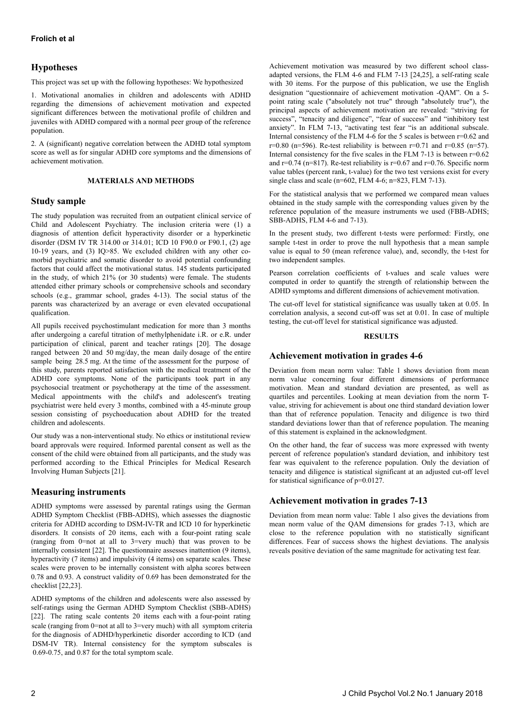## Hypotheses

This project was set up with the following hypotheses: We hypothesized

1. Motivational anomalies in children and adolescents with ADHD regarding the dimensions of achievement motivation and expected significant differences between the motivational profile of children and juveniles with ADHD compared with a normal peer group of the reference population.

2. A (significant) negative correlation between the ADHD total symptom score as well as for singular ADHD core symptoms and the dimensions of achievement motivation.

### MATERIALS AND METHODS

## Study sample

The study population was recruited from an outpatient clinical service of Child and Adolescent Psychiatry. The inclusion criteria were (1) a diagnosis of attention deficit hyperactivity disorder or a hyperkinetic disorder (DSM IV TR 314.00 or 314.01; ICD 10 F90.0 or F90.1, (2) age 10-19 years, and (3) IQ>85. We excluded children with any other co-morbid psychiatric and somatic disorder to avoid potential confounding factors that could affect the motivational status. 145 students participated in the study, of which 21% (or 30 students) were female. The students attended either primary schools or comprehensive schools and secondary schools (e.g., grammar school, grades 4-13). The social status of the parents was characterized by an average or even elevated occupational qualification.

All pupils received psychostimulant medication for more than 3 months after undergoing a careful titration of methylphenidate i.R. or e.R. under participation of clinical, parent and teacher ratings [20]. The dosage ranged between 20 and 50 mg/day, the mean daily dosage of the entire sample being 28.5 mg. At the time of the assessment for the purpose of this study, parents reported satisfaction with the medical treatment of the ADHD core symptoms. None of the participants took part in any psychosocial treatment or psychotherapy at the time of the assessment. Medical appointments with the child's and adolescent's treating psychiatrist were held every 3 months, combined with a 45-minute group session consisting of psychoeducation about ADHD for the treated children and adolescents.

Our study was a non-interventional study. No ethics or institutional review board approvals were required. Informed parental consent as well as the consent of the child were obtained from all participants, and the study was performed according to the Ethical Principles for Medical Research Involving Human Subjects [21].

## Measuring instruments

ADHD symptoms were assessed by parental ratings using the German ADHD Symptom Checklist (FBB-ADHS), which assesses the diagnostic criteria for ADHD according to DSM-IV-TR and ICD 10 for hyperkinetic disorders. It consists of 20 items, each with a four-point rating scale (ranging from 0=not at all to 3=very much) that was proven to be internally consistent [22]. The questionnaire assesses inattention (9 items), hyperactivity (7 items) and impulsivity (4 items) on separate scales. These scales were proven to be internally consistent with alpha scores between 0.78 and 0.93. A construct validity of 0.69 has been demonstrated for the checklist [22,23].

ADHD symptoms of the children and adolescents were also assessed by self-ratings using the German ADHD Symptom Checklist (SBB-ADHS) [22]. The rating scale contents 20 items each with a four-point rating scale (ranging from 0=not at all to 3=very much) with all symptom criteria for the diagnosis of ADHD/hyperkinetic disorder according to ICD (and DSM-IV TR). Internal consistency for the symptom subscales is 0.69-0.75, and 0.87 for the total symptom scale.

Achievement motivation was measured by two different school class-adapted versions, the FLM 4-6 and FLM 7-13 [24,25], a self-rating scale with 30 items. For the purpose of this publication, we use the English designation "questionnaire of achievement motivation -QAM". On a 5-point rating scale ("absolutely not true" through "absolutely true"), the principal aspects of achievement motivation are revealed: "striving for success", "tenacity and diligence", "fear of success" and "inhibitory test anxiety". In FLM 7-13, "activating test fear "is an additional subscale. Internal consistency of the FLM 4-6 for the 5 scales is between r=0.62 and r=0.80 (n=596). Re-test reliability is between r=0.71 and r=0.85 (n=57). Internal consistency for the five scales in the FLM 7-13 is between r=0.62 and r=0.74 (n=817). Re-test reliability is r=0.67 and r=0.76. Specific norm value tables (percent rank, t-value) for the two test versions exist for every single class and scale (n=602, FLM 4-6; n=823, FLM 7-13).

For the statistical analysis that we performed we compared mean values obtained in the study sample with the corresponding values given by the reference population of the measure instruments we used (FBB-ADHS; SBB-ADHS, FLM 4-6 and 7-13).

In the present study, two different t-tests were performed: Firstly, one sample t-test in order to prove the null hypothesis that a mean sample value is equal to 50 (mean reference value), and, secondly, the t-test for two independent samples.

Pearson correlation coefficients of t-values and scale values were computed in order to quantify the strength of relationship between the ADHD symptoms and different dimensions of achievement motivation.

The cut-off level for statistical significance was usually taken at 0.05. In correlation analysis, a second cut-off was set at 0.01. In case of multiple testing, the cut-off level for statistical significance was adjusted.

### RESULTS

## Achievement motivation in grades 4-6

Deviation from mean norm value: Table 1 shows deviation from mean norm value concerning four different dimensions of performance motivation. Mean and standard deviation are presented, as well as quartiles and percentiles. Looking at mean deviation from the norm T-value, striving for achievement is about one third standard deviation lower than that of reference population. Tenacity and diligence is two third standard deviations lower than that of reference population. The meaning of this statement is explained in the acknowledgment.

On the other hand, the fear of success was more expressed with twenty percent of reference population's standard deviation, and inhibitory test fear was equivalent to the reference population. Only the deviation of tenacity and diligence is statistical significant at an adjusted cut-off level for statistical significance of p=0.0127.

## Achievement motivation in grades 7-13

Deviation from mean norm value: Table 1 also gives the deviations from mean norm value of the QAM dimensions for grades 7-13, which are close to the reference population with no statistically significant differences. Fear of success shows the highest deviations. The analysis reveals positive deviation of the same magnitude for activating test fear.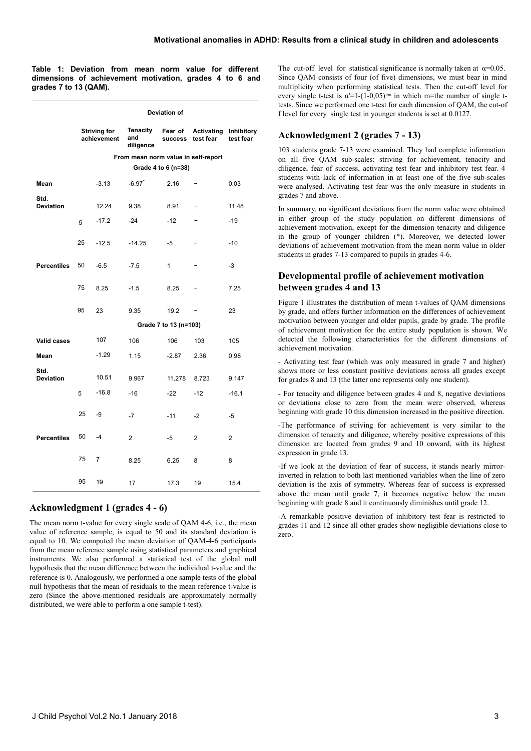**Table 1: Deviation from mean norm value for different dimensions of achievement motivation, grades 4 to 6 and grades 7 to 13 (QAM).**

| | | Deviation of | | | | |
|---|---|---|---|---|---|---|
| | | Striving for achievement | Tenacity and diligence | Fear of success | Activating test fear | Inhibitory test fear |
| | | From mean norm value in self-report | | | | |
| | | Grade 4 to 6 (n=38) | | | | |
| Mean | | -3.13 | -6.97* | 2.16 | – | 0.03 |
| Std. Deviation | | 12.24 | 9.38 | 8.91 | – | 11.48 |
| | 5 | -17.2 | -24 | -12 | – | -19 |
| | 25 | -12.5 | -14.25 | -5 | – | -10 |
| Percentiles | 50 | -6.5 | -7.5 | 1 | – | -3 |
| | 75 | 8.25 | -1.5 | 8.25 | – | 7.25 |
| | 95 | 23 | 9.35 | 19.2 | – | 23 |
| | | Grade 7 to 13 (n=103) | | | | |
| Valid cases | | 107 | 106 | 106 | 103 | 105 |
| Mean | | -1.29 | 1.15 | -2.87 | 2.36 | 0.98 |
| Std. Deviation | | 10.51 | 9.967 | 11.278 | 8.723 | 9.147 |
| | 5 | -16.8 | -16 | -22 | -12 | -16.1 |
| | 25 | -9 | -7 | -11 | -2 | -5 |
| Percentiles | 50 | -4 | 2 | -5 | 2 | 2 |
| | 75 | 7 | 8.25 | 6.25 | 8 | 8 |
| | 95 | 19 | 17 | 17.3 | 19 | 15.4 |

## Acknowledgment 1 (grades 4 - 6)

The mean norm t-value for every single scale of QAM 4-6, i.e., the mean value of reference sample, is equal to 50 and its standard deviation is equal to 10. We computed the mean deviation of QAM-4-6 participants from the mean reference sample using statistical parameters and graphical instruments. We also performed a statistical test of the global null hypothesis that the mean difference between the individual t-value and the reference is 0. Analogously, we performed a one sample tests of the global null hypothesis that the mean of residuals to the mean reference t-value is zero (Since the above-mentioned residuals are approximately normally distributed, we were able to perform a one sample t-test).

The cut-off level for statistical significance is normally taken at $\alpha$=0.05. Since QAM consists of four (of five) dimensions, we must bear in mind multiplicity when performing statistical tests. Then the cut-off level for every single t-test is $\alpha'=1-(1-0{,}05)^{1/m}$ in which m=the number of single t-tests. Since we performed one t-test for each dimension of QAM, the cut-of f level for every single test in younger students is set at 0.0127.

## Acknowledgment 2 (grades 7 - 13)

103 students grade 7-13 were examined. They had complete information on all five QAM sub-scales: striving for achievement, tenacity and diligence, fear of success, activating test fear and inhibitory test fear. 4 students with lack of information in at least one of the five sub-scales were analysed. Activating test fear was the only measure in students in grades 7 and above.

In summary, no significant deviations from the norm value were obtained in either group of the study population on different dimensions of achievement motivation, except for the dimension tenacity and diligence in the group of younger children (*). Moreover, we detected lower deviations of achievement motivation from the mean norm value in older students in grades 7-13 compared to pupils in grades 4-6.

## Developmental profile of achievement motivation between grades 4 and 13

Figure 1 illustrates the distribution of mean t-values of QAM dimensions by grade, and offers further information on the differences of achievement motivation between younger and older pupils, grade by grade. The profile of achievement motivation for the entire study population is shown. We detected the following characteristics for the different dimensions of achievement motivation.

- Activating test fear (which was only measured in grade 7 and higher) shows more or less constant positive deviations across all grades except for grades 8 and 13 (the latter one represents only one student).

- For tenacity and diligence between grades 4 and 8, negative deviations or deviations close to zero from the mean were observed, whereas beginning with grade 10 this dimension increased in the positive direction.

-The performance of striving for achievement is very similar to the dimension of tenacity and diligence, whereby positive expressions of this dimension are located from grades 9 and 10 onward, with its highest expression in grade 13.

-If we look at the deviation of fear of success, it stands nearly mirror-inverted in relation to both last mentioned variables when the line of zero deviation is the axis of symmetry. Whereas fear of success is expressed above the mean until grade 7, it becomes negative below the mean beginning with grade 8 and it continuously diminishes until grade 12.

-A remarkable positive deviation of inhibitory test fear is restricted to grades 11 and 12 since all other grades show negligible deviations close to zero.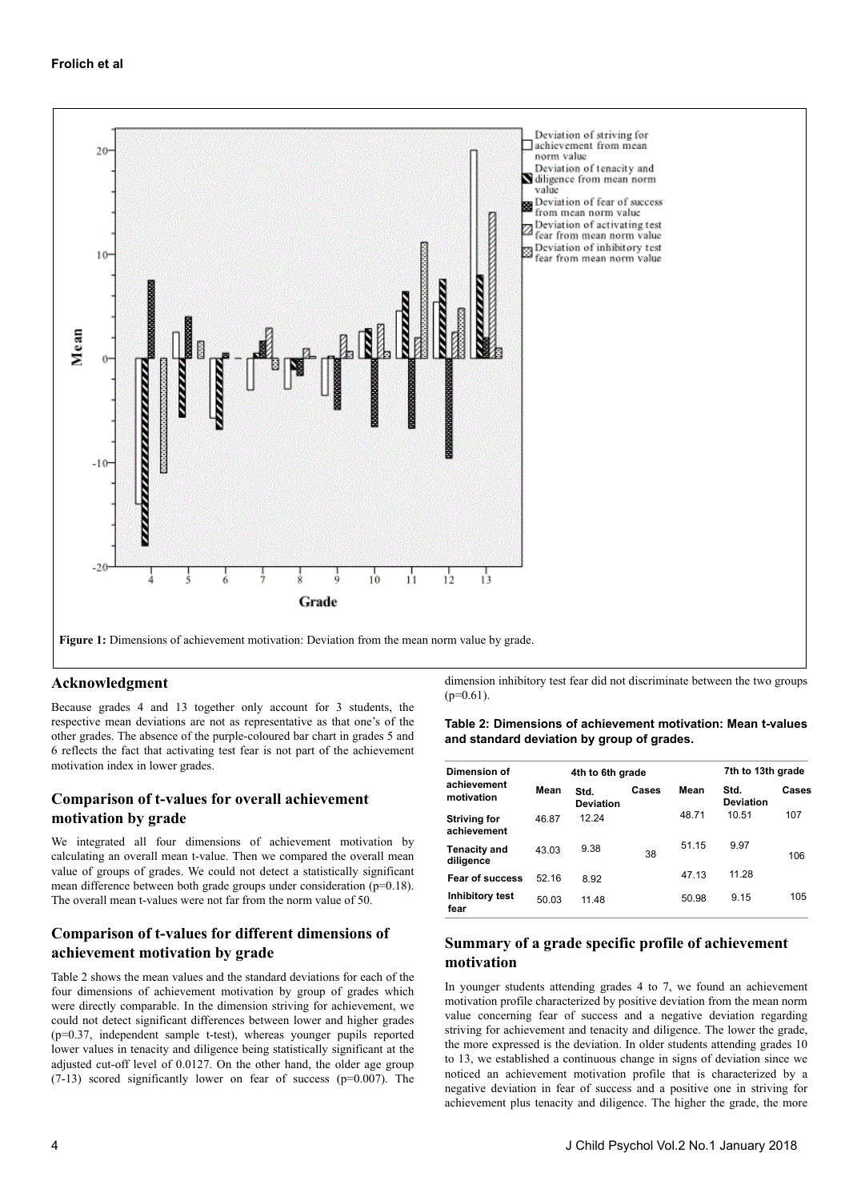20

10

0

-10

-20

Mean

4 5 6 7 8 9 10 11 12 13

Grade

Deviation of striving for achievement from mean norm value

Deviation of tenacity and diligence from mean norm value

Deviation of fear of success from mean norm value

Deviation of activating test fear from mean norm value

Deviation of inhibitory test fear from mean norm value

**Figure 1:** Dimensions of achievement motivation: Deviation from the mean norm value by grade.

## Acknowledgment

Because grades 4 and 13 together only account for 3 students, the respective mean deviations are not as representative as that one's of the other grades. The absence of the purple-coloured bar chart in grades 5 and 6 reflects the fact that activating test fear is not part of the achievement motivation index in lower grades.

## Comparison of t-values for overall achievement motivation by grade

We integrated all four dimensions of achievement motivation by calculating an overall mean t-value. Then we compared the overall mean value of groups of grades. We could not detect a statistically significant mean difference between both grade groups under consideration ($p=0.18$). The overall mean t-values were not far from the norm value of 50.

## Comparison of t-values for different dimensions of achievement motivation by grade

Table 2 shows the mean values and the standard deviations for each of the four dimensions of achievement motivation by group of grades which were directly comparable. In the dimension striving for achievement, we could not detect significant differences between lower and higher grades ($p=0.37$, independent sample t-test), whereas younger pupils reported lower values in tenacity and diligence being statistically significant at the adjusted cut-off level of 0.0127. On the other hand, the older age group (7-13) scored significantly lower on fear of success ($p=0.007$). The dimension inhibitory test fear did not discriminate between the two groups ($p=0.61$).

**Table 2: Dimensions of achievement motivation: Mean t-values and standard deviation by group of grades.**

| Dimension of achievement motivation | 4th to 6th grade | | | 7th to 13th grade | | |
|---|---|---|---|---|---|---|
| | Mean | Std. Deviation | Cases | Mean | Std. Deviation | Cases |
| Striving for achievement | 46.87 | 12.24 | | 48.71 | 10.51 | 107 |
| Tenacity and diligence | 43.03 | 9.38 | 38 | 51.15 | 9.97 | 106 |
| Fear of success | 52.16 | 8.92 | | 47.13 | 11.28 | |
| Inhibitory test fear | 50.03 | 11.48 | | 50.98 | 9.15 | 105 |

## Summary of a grade specific profile of achievement motivation

In younger students attending grades 4 to 7, we found an achievement motivation profile characterized by positive deviation from the mean norm value concerning fear of success and a negative deviation regarding striving for achievement and tenacity and diligence. The lower the grade, the more expressed is the deviation. In older students attending grades 10 to 13, we established a continuous change in signs of deviation since we noticed an achievement motivation profile that is characterized by a negative deviation in fear of success and a positive one in striving for achievement plus tenacity and diligence. The higher the grade, the more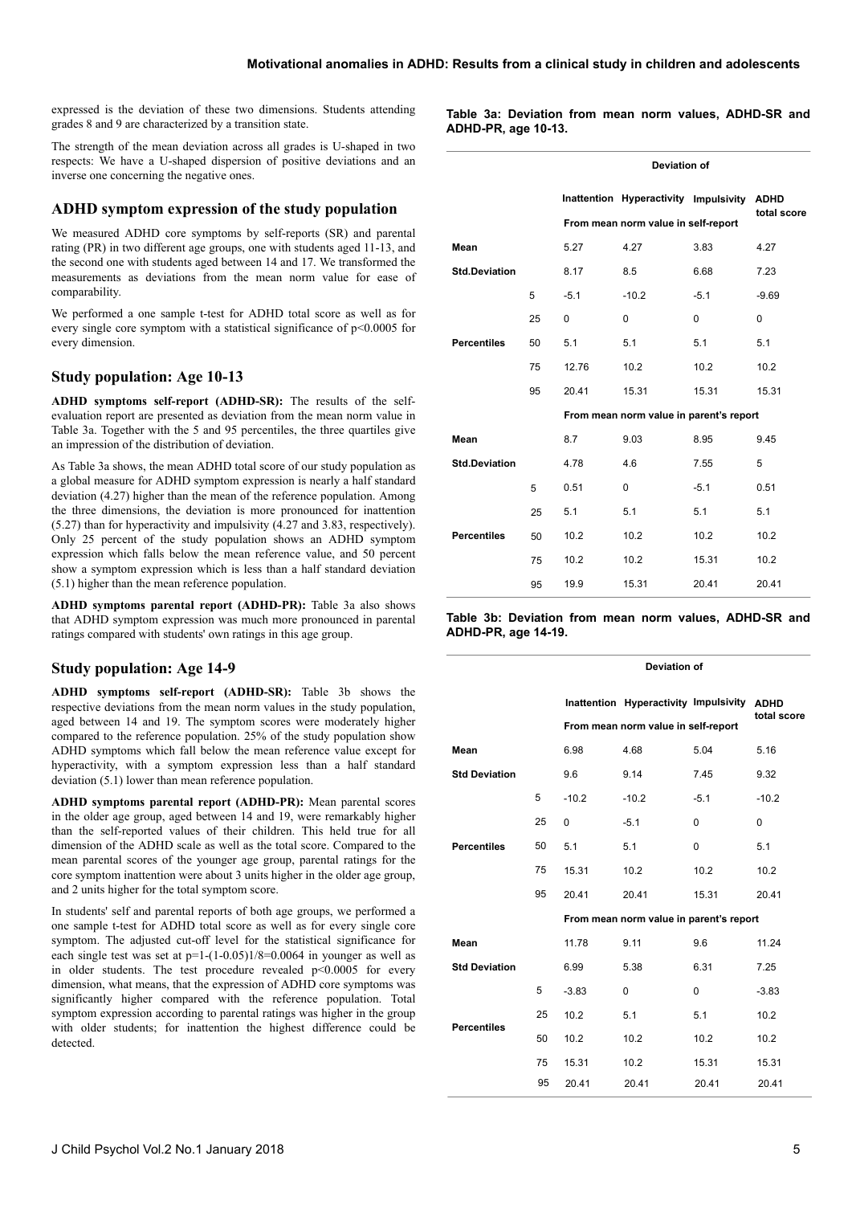expressed is the deviation of these two dimensions. Students attending grades 8 and 9 are characterized by a transition state.

The strength of the mean deviation across all grades is U-shaped in two respects: We have a U-shaped dispersion of positive deviations and an inverse one concerning the negative ones.

## ADHD symptom expression of the study population

We measured ADHD core symptoms by self-reports (SR) and parental rating (PR) in two different age groups, one with students aged 11-13, and the second one with students aged between 14 and 17. We transformed the measurements as deviations from the mean norm value for ease of comparability.

We performed a one sample t-test for ADHD total score as well as for every single core symptom with a statistical significance of $p<0.0005$ for every dimension.

## Study population: Age 10-13

**ADHD symptoms self-report (ADHD-SR):** The results of the self-evaluation report are presented as deviation from the mean norm value in Table 3a. Together with the 5 and 95 percentiles, the three quartiles give an impression of the distribution of deviation.

As Table 3a shows, the mean ADHD total score of our study population as a global measure for ADHD symptom expression is nearly a half standard deviation (4.27) higher than the mean of the reference population. Among the three dimensions, the deviation is more pronounced for inattention (5.27) than for hyperactivity and impulsivity (4.27 and 3.83, respectively). Only 25 percent of the study population shows an ADHD symptom expression which falls below the mean reference value, and 50 percent show a symptom expression which is less than a half standard deviation (5.1) higher than the mean reference population.

**ADHD symptoms parental report (ADHD-PR):** Table 3a also shows that ADHD symptom expression was much more pronounced in parental ratings compared with students' own ratings in this age group.

## Study population: Age 14-9

**ADHD symptoms self-report (ADHD-SR):** Table 3b shows the respective deviations from the mean norm values in the study population, aged between 14 and 19. The symptom scores were moderately higher compared to the reference population. 25% of the study population show ADHD symptoms which fall below the mean reference value except for hyperactivity, with a symptom expression less than a half standard deviation (5.1) lower than mean reference population.

**ADHD symptoms parental report (ADHD-PR):** Mean parental scores in the older age group, aged between 14 and 19, were remarkably higher than the self-reported values of their children. This held true for all dimension of the ADHD scale as well as the total score. Compared to the mean parental scores of the younger age group, parental ratings for the core symptom inattention were about 3 units higher in the older age group, and 2 units higher for the total symptom score.

In students' self and parental reports of both age groups, we performed a one sample t-test for ADHD total score as well as for every single core symptom. The adjusted cut-off level for the statistical significance for each single test was set at p=1-(1-0.05)1/8=0.0064 in younger as well as in older students. The test procedure revealed $p<0.0005$ for every dimension, what means, that the expression of ADHD core symptoms was significantly higher compared with the reference population. Total symptom expression according to parental ratings was higher in the group with older students; for inattention the highest difference could be detected.

**Table 3a: Deviation from mean norm values, ADHD-SR and ADHD-PR, age 10-13.**

| | | Deviation of | | | |
|---|---|---|---|---|---|
| | | Inattention | Hyperactivity | Impulsivity | ADHD total score |
| | | From mean norm value in self-report | | | |
| Mean | | 5.27 | 4.27 | 3.83 | 4.27 |
| Std.Deviation | | 8.17 | 8.5 | 6.68 | 7.23 |
| Percentiles | 5 | -5.1 | -10.2 | -5.1 | -9.69 |
| | 25 | 0 | 0 | 0 | 0 |
| | 50 | 5.1 | 5.1 | 5.1 | 5.1 |
| | 75 | 12.76 | 10.2 | 10.2 | 10.2 |
| | 95 | 20.41 | 15.31 | 15.31 | 15.31 |
| | | From mean norm value in parent's report | | | |
| Mean | | 8.7 | 9.03 | 8.95 | 9.45 |
| Std.Deviation | | 4.78 | 4.6 | 7.55 | 5 |
| Percentiles | 5 | 0.51 | 0 | -5.1 | 0.51 |
| | 25 | 5.1 | 5.1 | 5.1 | 5.1 |
| | 50 | 10.2 | 10.2 | 10.2 | 10.2 |
| | 75 | 10.2 | 10.2 | 15.31 | 10.2 |
| | 95 | 19.9 | 15.31 | 20.41 | 20.41 |

**Table 3b: Deviation from mean norm values, ADHD-SR and ADHD-PR, age 14-19.**

| | | Deviation of | | | |
|---|---|---|---|---|---|
| | | Inattention | Hyperactivity | Impulsivity | ADHD total score |
| | | From mean norm value in self-report | | | |
| Mean | | 6.98 | 4.68 | 5.04 | 5.16 |
| Std Deviation | | 9.6 | 9.14 | 7.45 | 9.32 |
| Percentiles | 5 | -10.2 | -10.2 | -5.1 | -10.2 |
| | 25 | 0 | -5.1 | 0 | 0 |
| | 50 | 5.1 | 5.1 | 0 | 5.1 |
| | 75 | 15.31 | 10.2 | 10.2 | 10.2 |
| | 95 | 20.41 | 20.41 | 15.31 | 20.41 |
| | | From mean norm value in parent's report | | | |
| Mean | | 11.78 | 9.11 | 9.6 | 11.24 |
| Std Deviation | | 6.99 | 5.38 | 6.31 | 7.25 |
| Percentiles | 5 | -3.83 | 0 | 0 | -3.83 |
| | 25 | 10.2 | 5.1 | 5.1 | 10.2 |
| | 50 | 10.2 | 10.2 | 10.2 | 10.2 |
| | 75 | 15.31 | 10.2 | 15.31 | 15.31 |
| | 95 | 20.41 | 20.41 | 20.41 | 20.41 |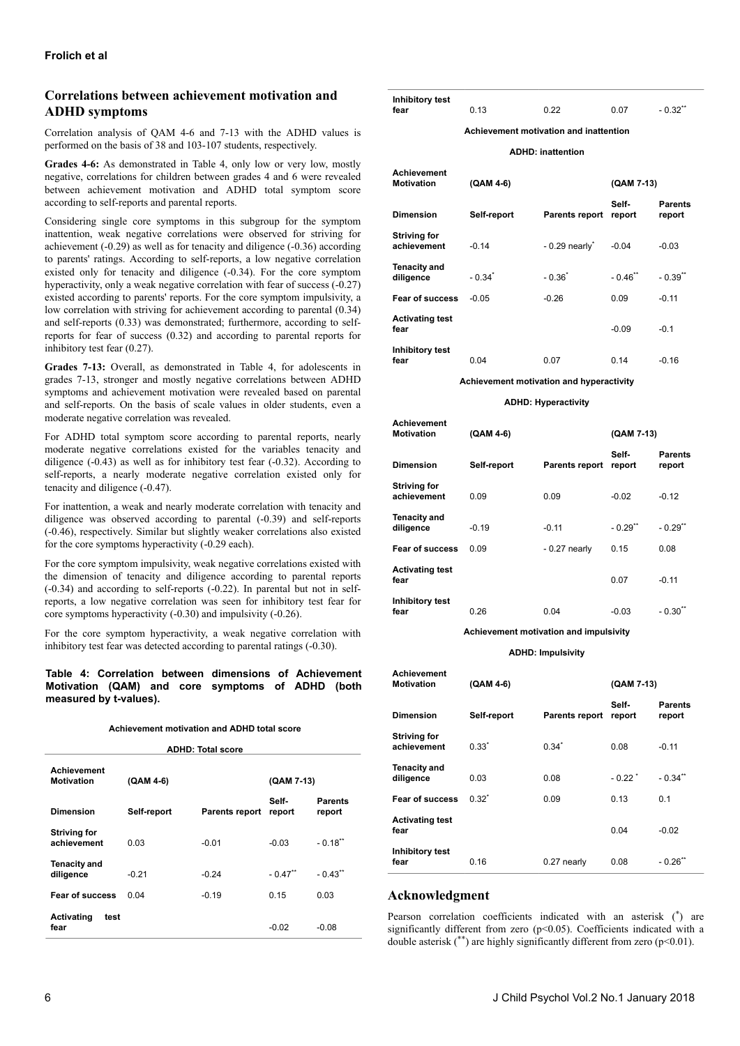## Correlations between achievement motivation and ADHD symptoms

Correlation analysis of QAM 4-6 and 7-13 with the ADHD values is performed on the basis of 38 and 103-107 students, respectively.

**Grades 4-6:** As demonstrated in Table 4, only low or very low, mostly negative, correlations for children between grades 4 and 6 were revealed between achievement motivation and ADHD total symptom score according to self-reports and parental reports.

Considering single core symptoms in this subgroup for the symptom inattention, weak negative correlations were observed for striving for achievement (-0.29) as well as for tenacity and diligence (-0.36) according to parents' ratings. According to self-reports, a low negative correlation existed only for tenacity and diligence (-0.34). For the core symptom hyperactivity, only a weak negative correlation with fear of success (-0.27) existed according to parents' reports. For the core symptom impulsivity, a low correlation with striving for achievement according to parental (0.34) and self-reports (0.33) was demonstrated; furthermore, according to self-reports for fear of success (0.32) and according to parental reports for inhibitory test fear (0.27).

**Grades 7-13:** Overall, as demonstrated in Table 4, for adolescents in grades 7-13, stronger and mostly negative correlations between ADHD symptoms and achievement motivation were revealed based on parental and self-reports. On the basis of scale values in older students, even a moderate negative correlation was revealed.

For ADHD total symptom score according to parental reports, nearly moderate negative correlations existed for the variables tenacity and diligence (-0.43) as well as for inhibitory test fear (-0.32). According to self-reports, a nearly moderate negative correlation existed only for tenacity and diligence (-0.47).

For inattention, a weak and nearly moderate correlation with tenacity and diligence was observed according to parental (-0.39) and self-reports (-0.46), respectively. Similar but slightly weaker correlations also existed for the core symptoms hyperactivity (-0.29 each).

For the core symptom impulsivity, weak negative correlations existed with the dimension of tenacity and diligence according to parental reports (-0.34) and according to self-reports (-0.22). In parental but not in self-reports, a low negative correlation was seen for inhibitory test fear for core symptoms hyperactivity (-0.30) and impulsivity (-0.26).

For the core symptom hyperactivity, a weak negative correlation with inhibitory test fear was detected according to parental ratings (-0.30).

**Table 4: Correlation between dimensions of Achievement Motivation (QAM) and core symptoms of ADHD (both measured by t-values).**

**Achievement motivation and ADHD total score**

| ADHD: Total score | | | | |
|---|---|---|---|---|
| **Achievement Motivation** | **(QAM 4-6)** | | **(QAM 7-13)** | |
| **Dimension** | **Self-report** | **Parents report** | **Self-report** | **Parents report** |
| **Striving for achievement** | 0.03 | -0.01 | -0.03 | - 0.18** |
| **Tenacity and diligence** | -0.21 | -0.24 | - 0.47** | - 0.43** |
| **Fear of success** | 0.04 | -0.19 | 0.15 | 0.03 |
| **Activating test fear** | | | -0.02 | -0.08 |
| **Inhibitory test fear** | 0.13 | 0.22 | 0.07 | - 0.32** |

**Achievement motivation and inattention**

| ADHD: inattention | | | | |
|---|---|---|---|---|
| **Achievement Motivation** | **(QAM 4-6)** | | **(QAM 7-13)** | |
| **Dimension** | **Self-report** | **Parents report** | **Self-report** | **Parents report** |
| **Striving for achievement** | -0.14 | - 0.29 nearly* | -0.04 | -0.03 |
| **Tenacity and diligence** | - 0.34* | - 0.36* | - 0.46** | - 0.39** |
| **Fear of success** | -0.05 | -0.26 | 0.09 | -0.11 |
| **Activating test fear** | | | -0.09 | -0.1 |
| **Inhibitory test fear** | 0.04 | 0.07 | 0.14 | -0.16 |

**Achievement motivation and hyperactivity**

| ADHD: Hyperactivity | | | | |
|---|---|---|---|---|
| **Achievement Motivation** | **(QAM 4-6)** | | **(QAM 7-13)** | |
| **Dimension** | **Self-report** | **Parents report** | **Self-report** | **Parents report** |
| **Striving for achievement** | 0.09 | 0.09 | -0.02 | -0.12 |
| **Tenacity and diligence** | -0.19 | -0.11 | - 0.29** | - 0.29** |
| **Fear of success** | 0.09 | - 0.27 nearly | 0.15 | 0.08 |
| **Activating test fear** | | | 0.07 | -0.11 |
| **Inhibitory test fear** | 0.26 | 0.04 | -0.03 | - 0.30** |

**Achievement motivation and impulsivity**

| ADHD: Impulsivity | | | | |
|---|---|---|---|---|
| **Achievement Motivation** | **(QAM 4-6)** | | **(QAM 7-13)** | |
| **Dimension** | **Self-report** | **Parents report** | **Self-report** | **Parents report** |
| **Striving for achievement** | 0.33* | 0.34* | 0.08 | -0.11 |
| **Tenacity and diligence** | 0.03 | 0.08 | - 0.22 * | - 0.34** |
| **Fear of success** | 0.32* | 0.09 | 0.13 | 0.1 |
| **Activating test fear** | | | 0.04 | -0.02 |
| **Inhibitory test fear** | 0.16 | 0.27 nearly | 0.08 | - 0.26** |

## Acknowledgment

Pearson correlation coefficients indicated with an asterisk (*) are significantly different from zero ($p<0.05$). Coefficients indicated with a double asterisk (**) are highly significantly different from zero ($p<0.01$).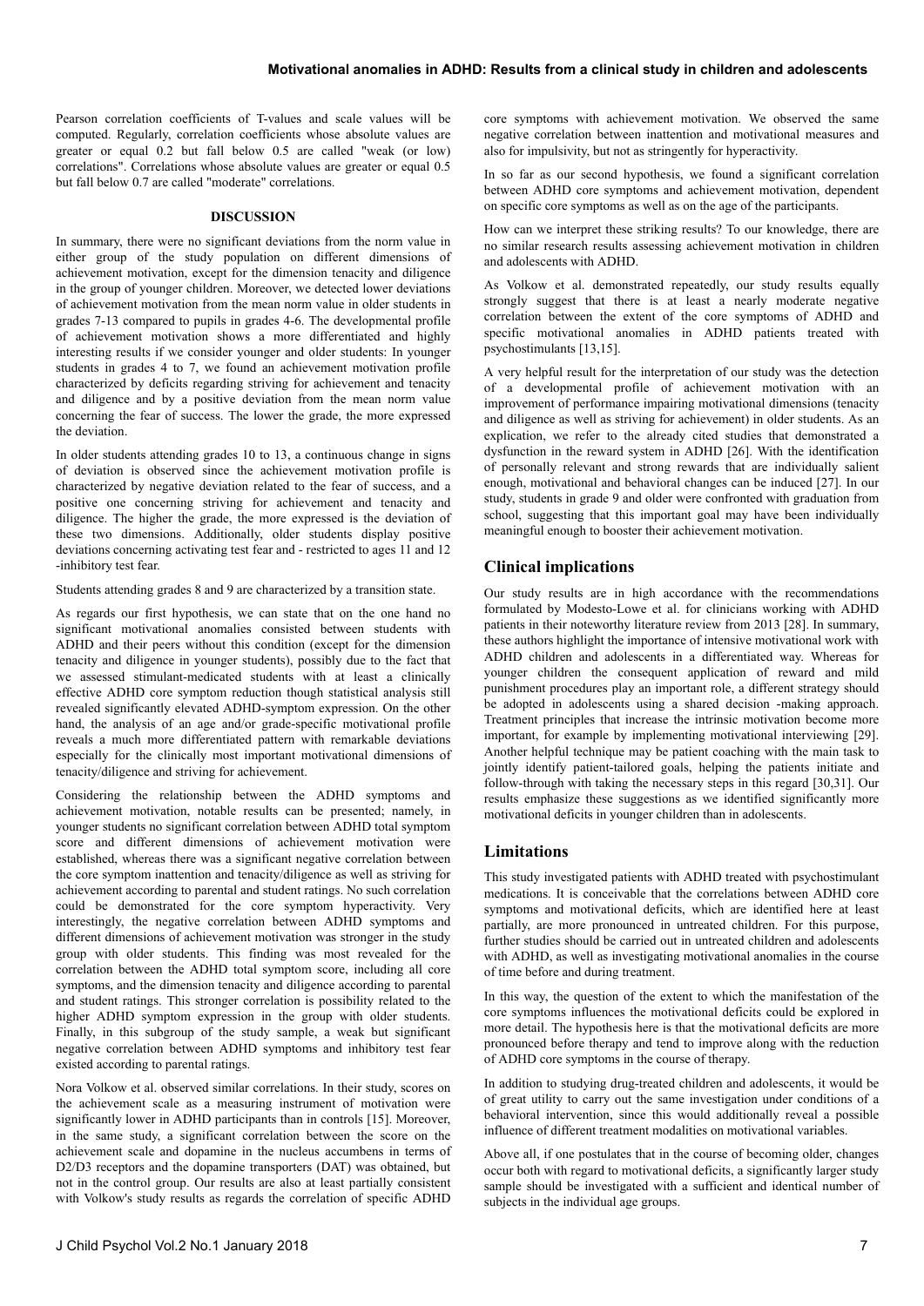Pearson correlation coefficients of T-values and scale values will be computed. Regularly, correlation coefficients whose absolute values are greater or equal 0.2 but fall below 0.5 are called "weak (or low) correlations". Correlations whose absolute values are greater or equal 0.5 but fall below 0.7 are called "moderate" correlations.

## DISCUSSION

In summary, there were no significant deviations from the norm value in either group of the study population on different dimensions of achievement motivation, except for the dimension tenacity and diligence in the group of younger children. Moreover, we detected lower deviations of achievement motivation from the mean norm value in older students in grades 7-13 compared to pupils in grades 4-6. The developmental profile of achievement motivation shows a more differentiated and highly interesting results if we consider younger and older students: In younger students in grades 4 to 7, we found an achievement motivation profile characterized by deficits regarding striving for achievement and tenacity and diligence and by a positive deviation from the mean norm value concerning the fear of success. The lower the grade, the more expressed the deviation.

In older students attending grades 10 to 13, a continuous change in signs of deviation is observed since the achievement motivation profile is characterized by negative deviation related to the fear of success, and a positive one concerning striving for achievement and tenacity and diligence. The higher the grade, the more expressed is the deviation of these two dimensions. Additionally, older students display positive deviations concerning activating test fear and - restricted to ages 11 and 12 -inhibitory test fear.

Students attending grades 8 and 9 are characterized by a transition state.

As regards our first hypothesis, we can state that on the one hand no significant motivational anomalies consisted between students with ADHD and their peers without this condition (except for the dimension tenacity and diligence in younger students), possibly due to the fact that we assessed stimulant-medicated students with at least a clinically effective ADHD core symptom reduction though statistical analysis still revealed significantly elevated ADHD-symptom expression. On the other hand, the analysis of an age and/or grade-specific motivational profile reveals a much more differentiated pattern with remarkable deviations especially for the clinically most important motivational dimensions of tenacity/diligence and striving for achievement.

Considering the relationship between the ADHD symptoms and achievement motivation, notable results can be presented; namely, in younger students no significant correlation between ADHD total symptom score and different dimensions of achievement motivation were established, whereas there was a significant negative correlation between the core symptom inattention and tenacity/diligence as well as striving for achievement according to parental and student ratings. No such correlation could be demonstrated for the core symptom hyperactivity. Very interestingly, the negative correlation between ADHD symptoms and different dimensions of achievement motivation was stronger in the study group with older students. This finding was most revealed for the correlation between the ADHD total symptom score, including all core symptoms, and the dimension tenacity and diligence according to parental and student ratings. This stronger correlation is possibility related to the higher ADHD symptom expression in the group with older students. Finally, in this subgroup of the study sample, a weak but significant negative correlation between ADHD symptoms and inhibitory test fear existed according to parental ratings.

Nora Volkow et al. observed similar correlations. In their study, scores on the achievement scale as a measuring instrument of motivation were significantly lower in ADHD participants than in controls [15]. Moreover, in the same study, a significant correlation between the score on the achievement scale and dopamine in the nucleus accumbens in terms of D2/D3 receptors and the dopamine transporters (DAT) was obtained, but not in the control group. Our results are also at least partially consistent with Volkow's study results as regards the correlation of specific ADHD core symptoms with achievement motivation. We observed the same negative correlation between inattention and motivational measures and also for impulsivity, but not as stringently for hyperactivity.

In so far as our second hypothesis, we found a significant correlation between ADHD core symptoms and achievement motivation, dependent on specific core symptoms as well as on the age of the participants.

How can we interpret these striking results? To our knowledge, there are no similar research results assessing achievement motivation in children and adolescents with ADHD.

As Volkow et al. demonstrated repeatedly, our study results equally strongly suggest that there is at least a nearly moderate negative correlation between the extent of the core symptoms of ADHD and specific motivational anomalies in ADHD patients treated with psychostimulants [13,15].

A very helpful result for the interpretation of our study was the detection of a developmental profile of achievement motivation with an improvement of performance impairing motivational dimensions (tenacity and diligence as well as striving for achievement) in older students. As an explication, we refer to the already cited studies that demonstrated a dysfunction in the reward system in ADHD [26]. With the identification of personally relevant and strong rewards that are individually salient enough, motivational and behavioral changes can be induced [27]. In our study, students in grade 9 and older were confronted with graduation from school, suggesting that this important goal may have been individually meaningful enough to booster their achievement motivation.

## Clinical implications

Our study results are in high accordance with the recommendations formulated by Modesto-Lowe et al. for clinicians working with ADHD patients in their noteworthy literature review from 2013 [28]. In summary, these authors highlight the importance of intensive motivational work with ADHD children and adolescents in a differentiated way. Whereas for younger children the consequent application of reward and mild punishment procedures play an important role, a different strategy should be adopted in adolescents using a shared decision -making approach. Treatment principles that increase the intrinsic motivation become more important, for example by implementing motivational interviewing [29]. Another helpful technique may be patient coaching with the main task to jointly identify patient-tailored goals, helping the patients initiate and follow-through with taking the necessary steps in this regard [30,31]. Our results emphasize these suggestions as we identified significantly more motivational deficits in younger children than in adolescents.

## Limitations

This study investigated patients with ADHD treated with psychostimulant medications. It is conceivable that the correlations between ADHD core symptoms and motivational deficits, which are identified here at least partially, are more pronounced in untreated children. For this purpose, further studies should be carried out in untreated children and adolescents with ADHD, as well as investigating motivational anomalies in the course of time before and during treatment.

In this way, the question of the extent to which the manifestation of the core symptoms influences the motivational deficits could be explored in more detail. The hypothesis here is that the motivational deficits are more pronounced before therapy and tend to improve along with the reduction of ADHD core symptoms in the course of therapy.

In addition to studying drug-treated children and adolescents, it would be of great utility to carry out the same investigation under conditions of a behavioral intervention, since this would additionally reveal a possible influence of different treatment modalities on motivational variables.

Above all, if one postulates that in the course of becoming older, changes occur both with regard to motivational deficits, a significantly larger study sample should be investigated with a sufficient and identical number of subjects in the individual age groups.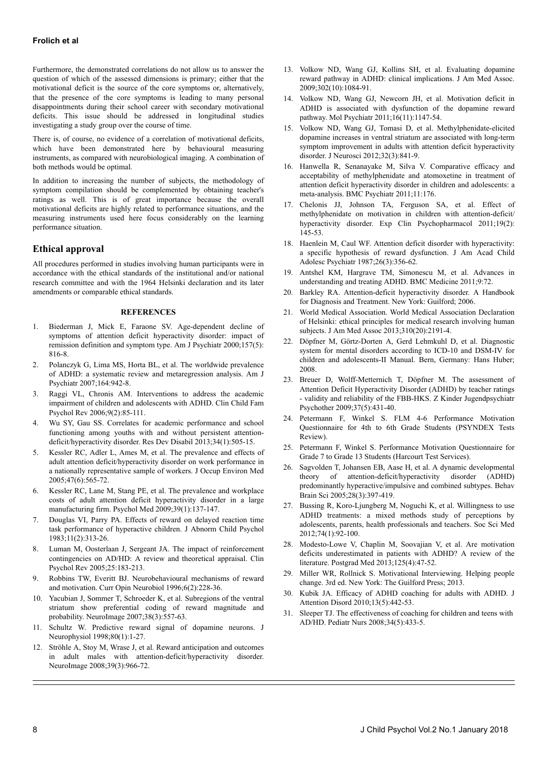Furthermore, the demonstrated correlations do not allow us to answer the question of which of the assessed dimensions is primary; either that the motivational deficit is the source of the core symptoms or, alternatively, that the presence of the core symptoms is leading to many personal disappointments during their school career with secondary motivational deficits. This issue should be addressed in longitudinal studies investigating a study group over the course of time.

There is, of course, no evidence of a correlation of motivational deficits, which have been demonstrated here by behavioural measuring instruments, as compared with neurobiological imaging. A combination of both methods would be optimal.

In addition to increasing the number of subjects, the methodology of symptom compilation should be complemented by obtaining teacher's ratings as well. This is of great importance because the overall motivational deficits are highly related to performance situations, and the measuring instruments used here focus considerably on the learning performance situation.

## Ethical approval

All procedures performed in studies involving human participants were in accordance with the ethical standards of the institutional and/or national research committee and with the 1964 Helsinki declaration and its later amendments or comparable ethical standards.

### REFERENCES

1. Biederman J, Mick E, Faraone SV. Age-dependent decline of symptoms of attention deficit hyperactivity disorder: impact of remission definition and symptom type. Am J Psychiatr 2000;157(5): 816-8.
2. Polanczyk G, Lima MS, Horta BL, et al. The worldwide prevalence of ADHD: a systematic review and metaregression analysis. Am J Psychiatr 2007;164:942-8.
3. Raggi VL, Chronis AM. Interventions to address the academic impairment of children and adolescents with ADHD. Clin Child Fam Psychol Rev 2006;9(2):85-111.
4. Wu SY, Gau SS. Correlates for academic performance and school functioning among youths with and without persistent attention-deficit/hyperactivity disorder. Res Dev Disabil 2013;34(1):505-15.
5. Kessler RC, Adler L, Ames M, et al. The prevalence and effects of adult attention deficit/hyperactivity disorder on work performance in a nationally representative sample of workers. J Occup Environ Med 2005;47(6):565-72.
6. Kessler RC, Lane M, Stang PE, et al. The prevalence and workplace costs of adult attention deficit hyperactivity disorder in a large manufacturing firm. Psychol Med 2009;39(1):137-147.
7. Douglas VI, Parry PA. Effects of reward on delayed reaction time task performance of hyperactive children. J Abnorm Child Psychol 1983;11(2):313-26.
8. Luman M, Oosterlaan J, Sergeant JA. The impact of reinforcement contingencies on AD/HD: A review and theoretical appraisal. Clin Psychol Rev 2005;25:183-213.
9. Robbins TW, Everitt BJ. Neurobehavioural mechanisms of reward and motivation. Curr Opin Neurobiol 1996;6(2):228-36.
10. Yacubian J, Sommer T, Schroeder K, et al. Subregions of the ventral striatum show preferential coding of reward magnitude and probability. NeuroImage 2007;38(3):557-63.
11. Schultz W. Predictive reward signal of dopamine neurons. J Neurophysiol 1998;80(1):1-27.
12. Ströhle A, Stoy M, Wrase J, et al. Reward anticipation and outcomes in adult males with attention-deficit/hyperactivity disorder. NeuroImage 2008;39(3):966-72.
13. Volkow ND, Wang GJ, Kollins SH, et al. Evaluating dopamine reward pathway in ADHD: clinical implications. J Am Med Assoc. 2009;302(10):1084-91.
14. Volkow ND, Wang GJ, Newcorn JH, et al. Motivation deficit in ADHD is associated with dysfunction of the dopamine reward pathway. Mol Psychiatr 2011;16(11):1147-54.
15. Volkow ND, Wang GJ, Tomasi D, et al. Methylphenidate-elicited dopamine increases in ventral striatum are associated with long-term symptom improvement in adults with attention deficit hyperactivity disorder. J Neurosci 2012;32(3):841-9.
16. Hanwella R, Senanayake M, Silva V. Comparative efficacy and acceptability of methylphenidate and atomoxetine in treatment of attention deficit hyperactivity disorder in children and adolescents: a meta-analysis. BMC Psychiatr 2011;11:176.
17. Chelonis JJ, Johnson TA, Ferguson SA, et al. Effect of methylphenidate on motivation in children with attention-deficit/ hyperactivity disorder. Exp Clin Psychopharmacol 2011;19(2): 145-53.
18. Haenlein M, Caul WF. Attention deficit disorder with hyperactivity: a specific hypothesis of reward dysfunction. J Am Acad Child Adolesc Psychiatr 1987;26(3):356-62.
19. Antshel KM, Hargrave TM, Simonescu M, et al. Advances in understanding and treating ADHD. BMC Medicine 2011;9:72.
20. Barkley RA. Attention-deficit hyperactivity disorder. A Handbook for Diagnosis and Treatment. New York: Guilford; 2006.
21. World Medical Association. World Medical Association Declaration of Helsinki: ethical principles for medical research involving human subjects. J Am Med Assoc 2013;310(20):2191-4.
22. Döpfner M, Görtz-Dorten A, Gerd Lehmkuhl D, et al. Diagnostic system for mental disorders according to ICD-10 and DSM-IV for children and adolescents-II Manual. Bern, Germany: Hans Huber; 2008.
23. Breuer D, Wolff-Metternich T, Döpfner M. The assessment of Attention Deficit Hyperactivity Disorder (ADHD) by teacher ratings - validity and reliability of the FBB-HKS. Z Kinder Jugendpsychiatr Psychother 2009;37(5):431-40.
24. Petermann F, Winkel S. FLM 4-6 Performance Motivation Questionnaire for 4th to 6th Grade Students (PSYNDEX Tests Review).
25. Petermann F, Winkel S. Performance Motivation Questionnaire for Grade 7 to Grade 13 Students (Harcourt Test Services).
26. Sagvolden T, Johansen EB, Aase H, et al. A dynamic developmental theory of attention-deficit/hyperactivity disorder (ADHD) predominantly hyperactive/impulsive and combined subtypes. Behav Brain Sci 2005;28(3):397-419.
27. Bussing R, Koro-Ljungberg M, Noguchi K, et al. Willingness to use ADHD treatments: a mixed methods study of perceptions by adolescents, parents, health professionals and teachers. Soc Sci Med 2012;74(1):92-100.
28. Modesto-Lowe V, Chaplin M, Soovajian V, et al. Are motivation deficits underestimated in patients with ADHD? A review of the literature. Postgrad Med 2013;125(4):47-52.
29. Miller WR, Rollnick S. Motivational Interviewing. Helping people change. 3rd ed. New York: The Guilford Press; 2013.
30. Kubik JA. Efficacy of ADHD coaching for adults with ADHD. J Attention Disord 2010;13(5):442-53.
31. Sleeper TJ. The effectiveness of coaching for children and teens with AD/HD. Pediatr Nurs 2008;34(5):433-5.